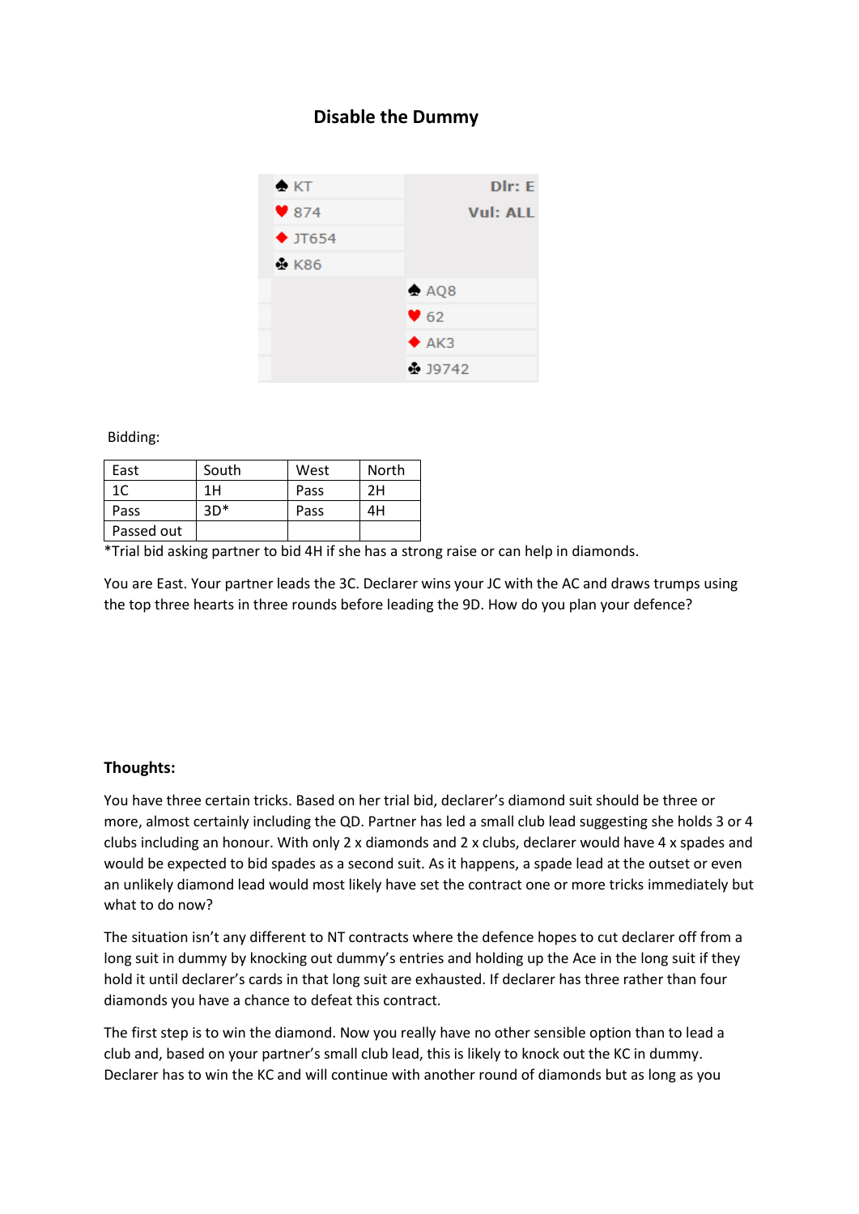## Disable the Dummy

| | |
|---|---|
| ♠ KT | Dlr: E |
| ♥ 874 | Vul: ALL |
| ♦ JT654 | |
| ♣ K86 | |
| | ♠ AQ8 |
| | ♥ 62 |
| | ♦ AK3 |
| | ♣ J9742 |

Bidding:

| East | South | West | North |
|---|---|---|---|
| 1C | 1H | Pass | 2H |
| Pass | 3D* | Pass | 4H |
| Passed out | | | |

*Trial bid asking partner to bid 4H if she has a strong raise or can help in diamonds.

You are East. Your partner leads the 3C. Declarer wins your JC with the AC and draws trumps using the top three hearts in three rounds before leading the 9D. How do you plan your defence?

**Thoughts:**

You have three certain tricks. Based on her trial bid, declarer's diamond suit should be three or more, almost certainly including the QD. Partner has led a small club lead suggesting she holds 3 or 4 clubs including an honour. With only 2 x diamonds and 2 x clubs, declarer would have 4 x spades and would be expected to bid spades as a second suit. As it happens, a spade lead at the outset or even an unlikely diamond lead would most likely have set the contract one or more tricks immediately but what to do now?

The situation isn't any different to NT contracts where the defence hopes to cut declarer off from a long suit in dummy by knocking out dummy's entries and holding up the Ace in the long suit if they hold it until declarer's cards in that long suit are exhausted. If declarer has three rather than four diamonds you have a chance to defeat this contract.

The first step is to win the diamond. Now you really have no other sensible option than to lead a club and, based on your partner's small club lead, this is likely to knock out the KC in dummy. Declarer has to win the KC and will continue with another round of diamonds but as long as you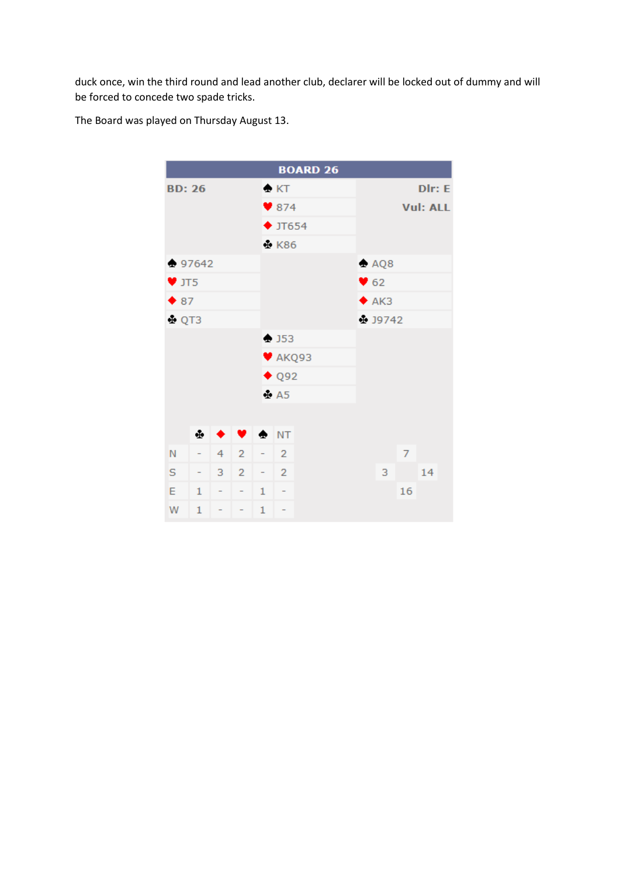duck once, win the third round and lead another club, declarer will be locked out of dummy and will be forced to concede two spade tricks.

The Board was played on Thursday August 13.

**BOARD 26**

BD: 26

Dlr: E

Vul: ALL

North:
♠ KT
♥ 874
♦ JT654
♣ K86

West:
♠ 97642
♥ JT5
♦ 87
♣ QT3

East:
♠ AQ8
♥ 62
♦ AK3
♣ J9742

South:
♠ J53
♥ AKQ93
♦ Q92
♣ A5

| | ♣ | ♦ | ♥ | ♠ | NT |
|---|---|---|---|---|---|
| N | - | 4 | 2 | - | 2 |
| S | - | 3 | 2 | - | 2 |
| E | 1 | - | - | 1 | - |
| W | 1 | - | - | 1 | - |

| | | |
|---|---|---|
| | 7 | |
| 3 | | 14 |
| | 16 | |